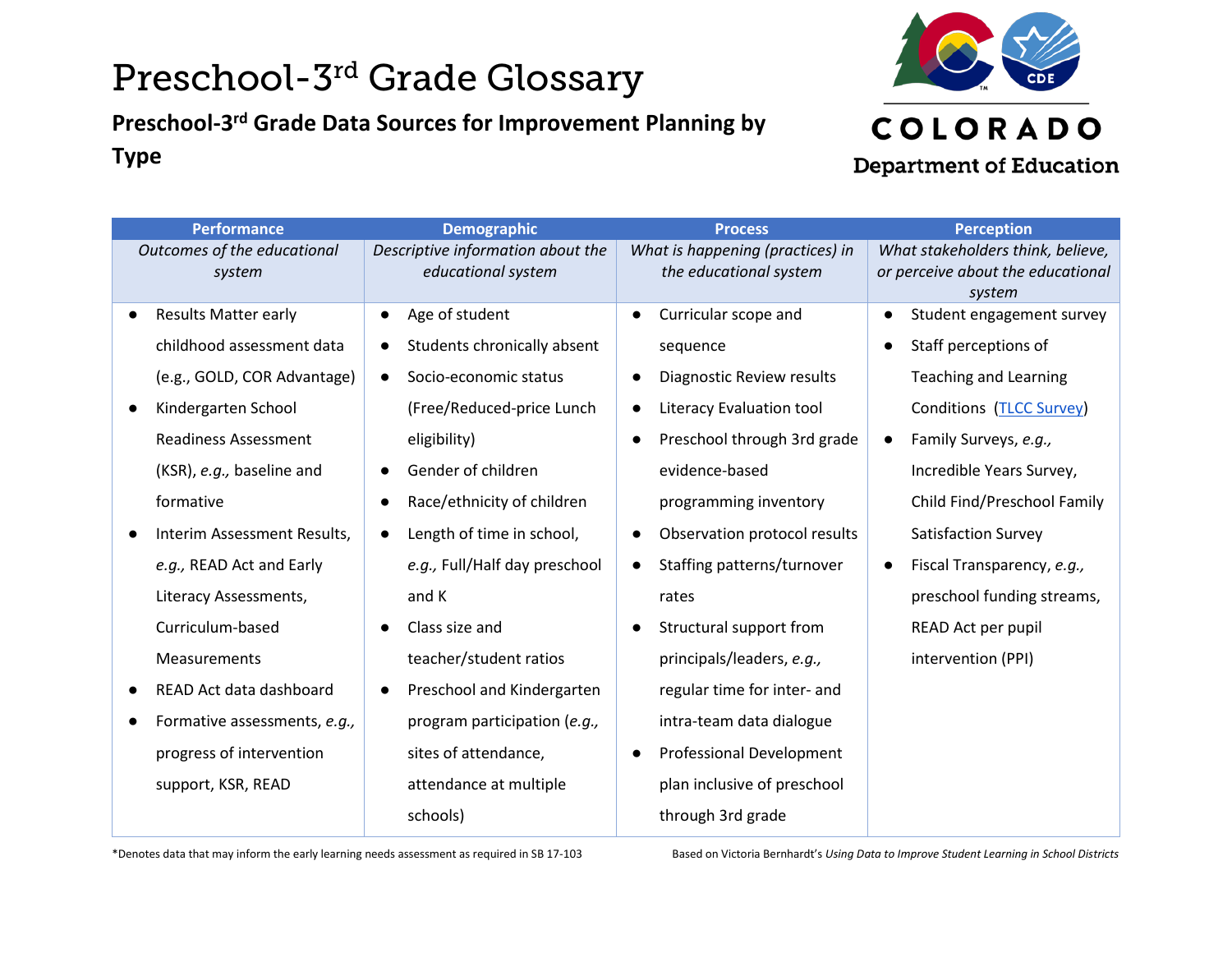# Preschool-3rd Grade Glossary

## Preschool-3rd Grade Data Sources for Improvement Planning by Type

| Performance | Demographic | Process | Perception |
|---|---|---|---|
| *Outcomes of the educational system* | *Descriptive information about the educational system* | *What is happening (practices) in the educational system* | *What stakeholders think, believe, or perceive about the educational system* |
| • Results Matter early childhood assessment data (e.g., GOLD, COR Advantage)<br>• Kindergarten School Readiness Assessment (KSR), *e.g.,* baseline and formative<br>• Interim Assessment Results, *e.g.,* READ Act and Early Literacy Assessments, Curriculum-based Measurements<br>• READ Act data dashboard<br>• Formative assessments, *e.g.,* progress of intervention support, KSR, READ | • Age of student<br>• Students chronically absent<br>• Socio-economic status (Free/Reduced-price Lunch eligibility)<br>• Gender of children<br>• Race/ethnicity of children<br>• Length of time in school, *e.g.,* Full/Half day preschool and K<br>• Class size and teacher/student ratios<br>• Preschool and Kindergarten program participation (*e.g.,* sites of attendance, attendance at multiple schools) | • Curricular scope and sequence<br>• Diagnostic Review results<br>• Literacy Evaluation tool<br>• Preschool through 3rd grade evidence-based programming inventory<br>• Observation protocol results<br>• Staffing patterns/turnover rates<br>• Structural support from principals/leaders, *e.g.,* regular time for inter- and intra-team data dialogue<br>• Professional Development plan inclusive of preschool through 3rd grade | • Student engagement survey<br>• Staff perceptions of Teaching and Learning Conditions (TLCC Survey)<br>• Family Surveys, *e.g.,* Incredible Years Survey, Child Find/Preschool Family Satisfaction Survey<br>• Fiscal Transparency, *e.g.,* preschool funding streams, READ Act per pupil intervention (PPI) |

*Denotes data that may inform the early learning needs assessment as required in SB 17-103

Based on Victoria Bernhardt's *Using Data to Improve Student Learning in School Districts*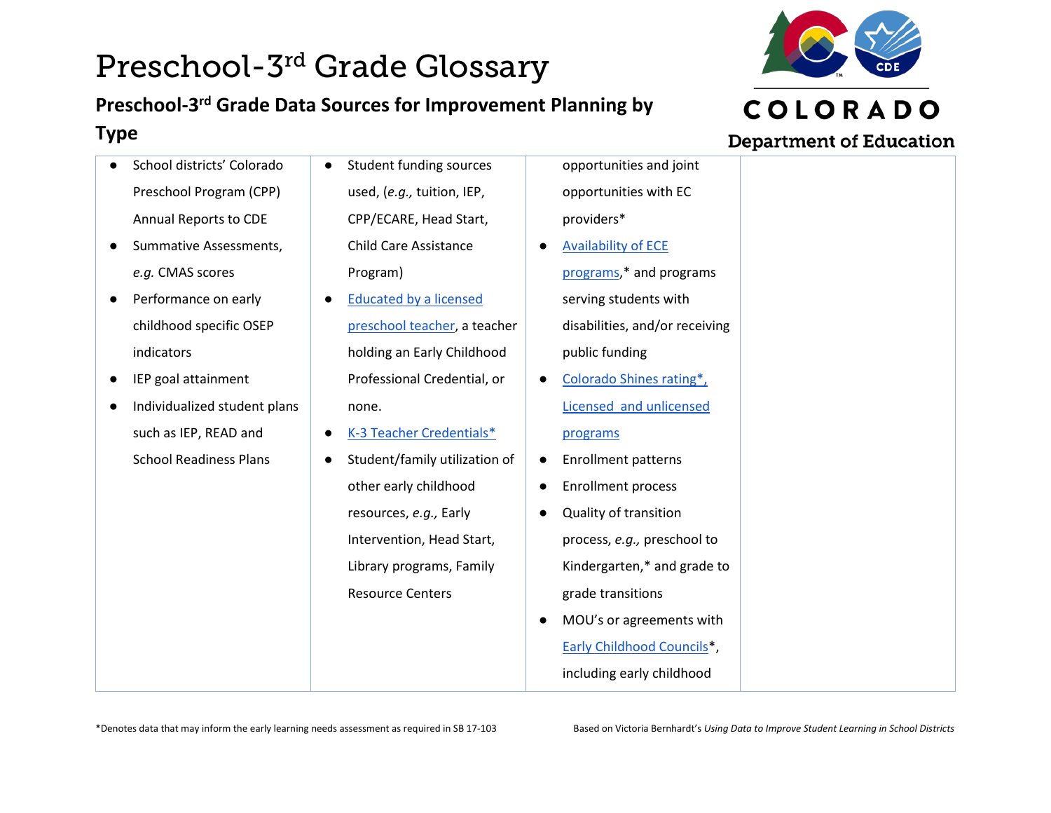# Preschool-3rd Grade Glossary

## Preschool-3rd Grade Data Sources for Improvement Planning by Type

| | | | |
|---|---|---|---|
| • School districts' Colorado Preschool Program (CPP) Annual Reports to CDE<br>• Summative Assessments, *e.g.* CMAS scores<br>• Performance on early childhood specific OSEP indicators<br>• IEP goal attainment<br>• Individualized student plans such as IEP, READ and School Readiness Plans | • Student funding sources used, (*e.g.,* tuition, IEP, CPP/ECARE, Head Start, Child Care Assistance Program)<br>• Educated by a licensed preschool teacher, a teacher holding an Early Childhood Professional Credential, or none.<br>• K-3 Teacher Credentials*<br>• Student/family utilization of other early childhood resources, *e.g.,* Early Intervention, Head Start, Library programs, Family Resource Centers | opportunities and joint opportunities with EC providers*<br>• Availability of ECE programs,* and programs serving students with disabilities, and/or receiving public funding<br>• Colorado Shines rating*, Licensed and unlicensed programs<br>• Enrollment patterns<br>• Enrollment process<br>• Quality of transition process, *e.g.,* preschool to Kindergarten,* and grade to grade transitions<br>• MOU's or agreements with Early Childhood Councils*, including early childhood | |

*Denotes data that may inform the early learning needs assessment as required in SB 17-103

Based on Victoria Bernhardt's *Using Data to Improve Student Learning in School Districts*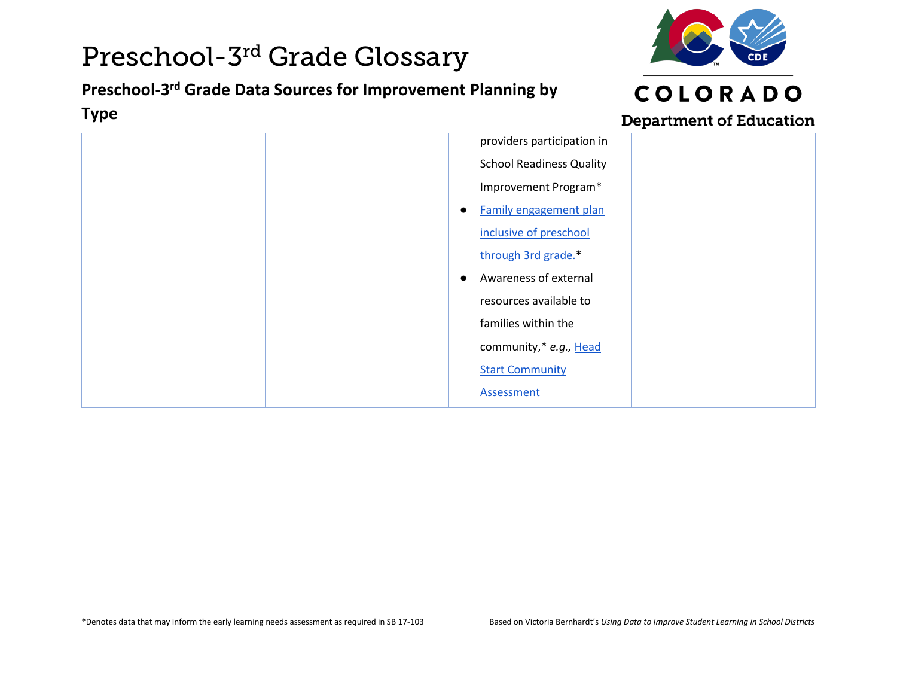# Preschool-3rd Grade Glossary

## Preschool-3rd Grade Data Sources for Improvement Planning by Type

| | | | |
|---|---|---|---|
| | | providers participation in School Readiness Quality Improvement Program*<br>● Family engagement plan inclusive of preschool through 3rd grade.*<br>● Awareness of external resources available to families within the community,* *e.g.,* Head Start Community Assessment | |

*Denotes data that may inform the early learning needs assessment as required in SB 17-103

Based on Victoria Bernhardt's *Using Data to Improve Student Learning in School Districts*